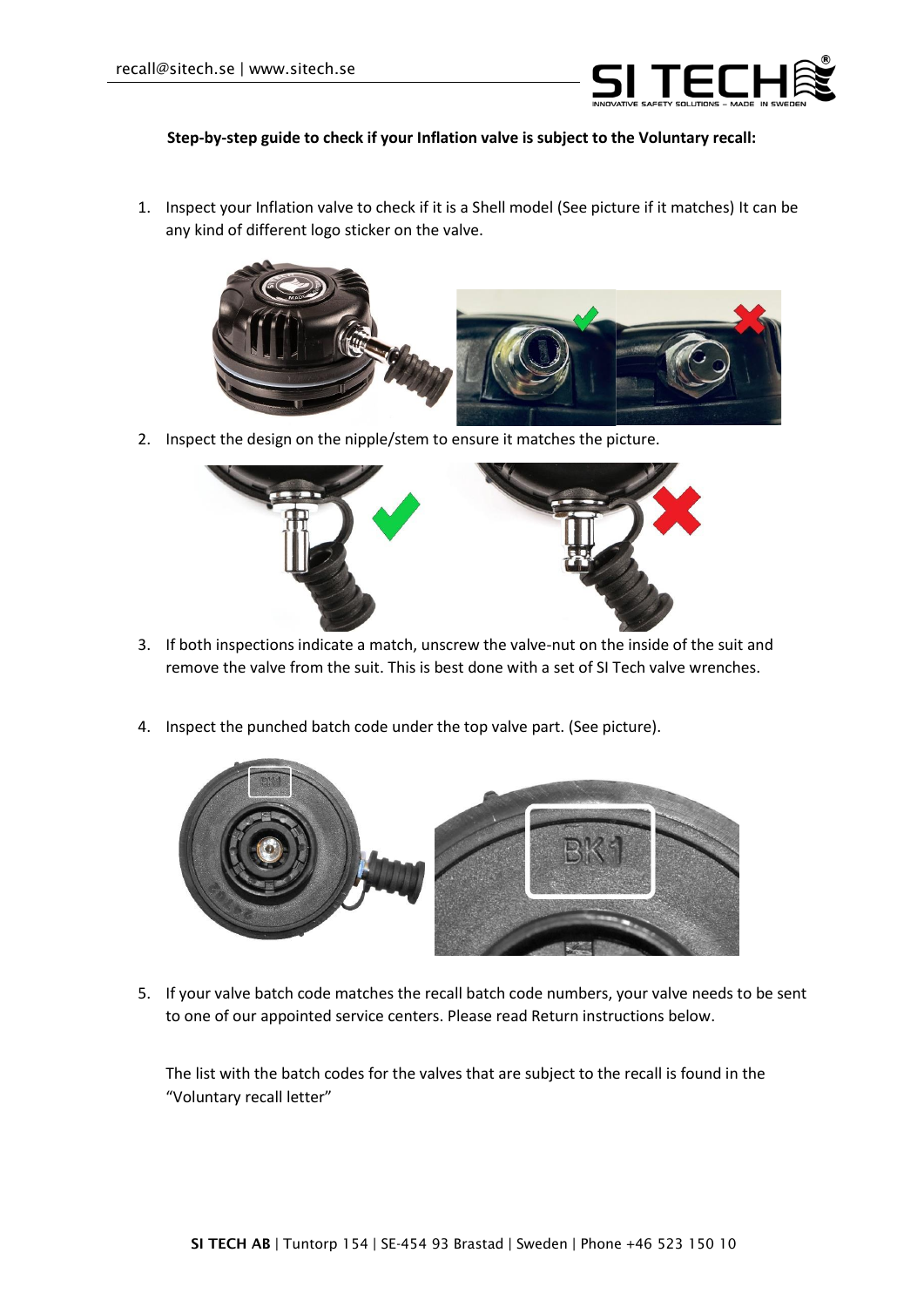**Step-by-step guide to check if your Inflation valve is subject to the Voluntary recall:**

1. Inspect your Inflation valve to check if it is a Shell model (See picture if it matches) It can be any kind of different logo sticker on the valve.

2. Inspect the design on the nipple/stem to ensure it matches the picture.

3. If both inspections indicate a match, unscrew the valve-nut on the inside of the suit and remove the valve from the suit. This is best done with a set of SI Tech valve wrenches.

4. Inspect the punched batch code under the top valve part. (See picture).

5. If your valve batch code matches the recall batch code numbers, your valve needs to be sent to one of our appointed service centers. Please read Return instructions below.

   The list with the batch codes for the valves that are subject to the recall is found in the "Voluntary recall letter"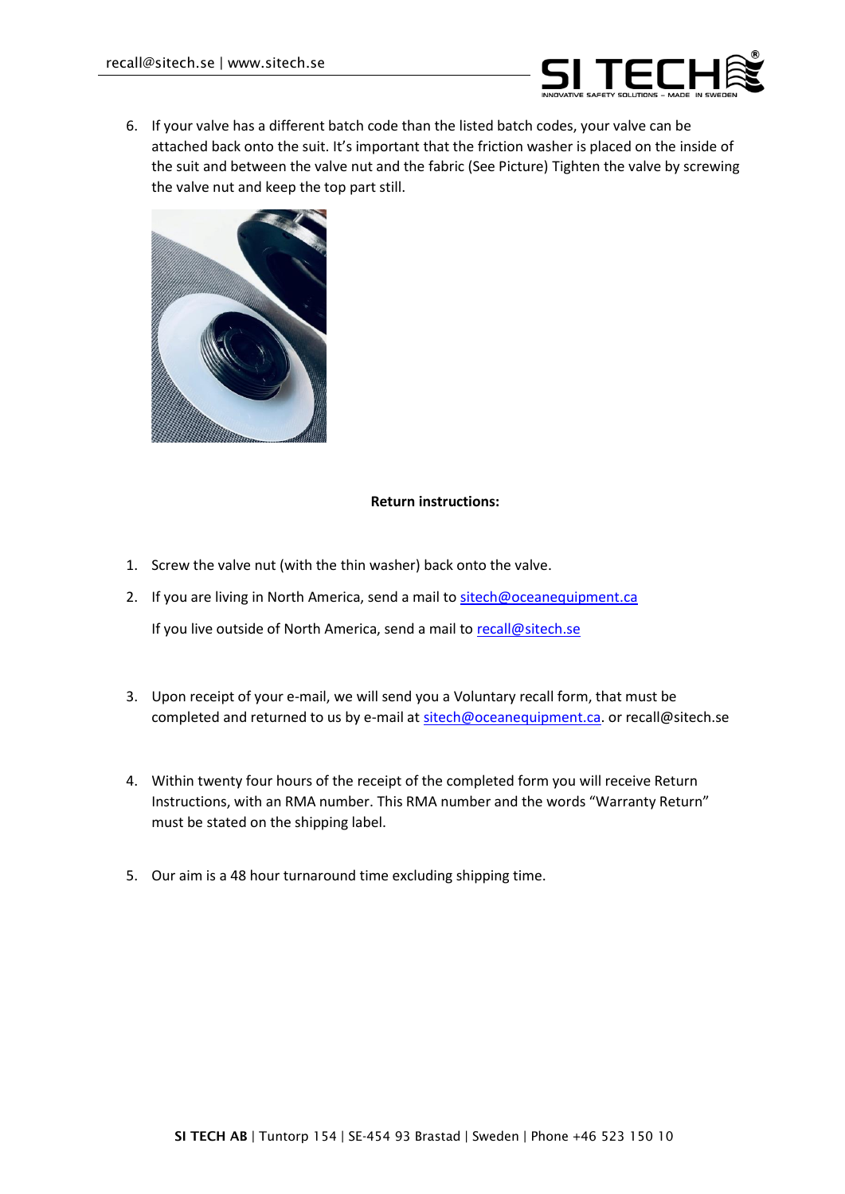6. If your valve has a different batch code than the listed batch codes, your valve can be attached back onto the suit. It's important that the friction washer is placed on the inside of the suit and between the valve nut and the fabric (See Picture) Tighten the valve by screwing the valve nut and keep the top part still.

**Return instructions:**

1. Screw the valve nut (with the thin washer) back onto the valve.
2. If you are living in North America, send a mail to sitech@oceanequipment.ca

   If you live outside of North America, send a mail to recall@sitech.se

3. Upon receipt of your e-mail, we will send you a Voluntary recall form, that must be completed and returned to us by e-mail at sitech@oceanequipment.ca. or recall@sitech.se

4. Within twenty four hours of the receipt of the completed form you will receive Return Instructions, with an RMA number. This RMA number and the words "Warranty Return" must be stated on the shipping label.

5. Our aim is a 48 hour turnaround time excluding shipping time.